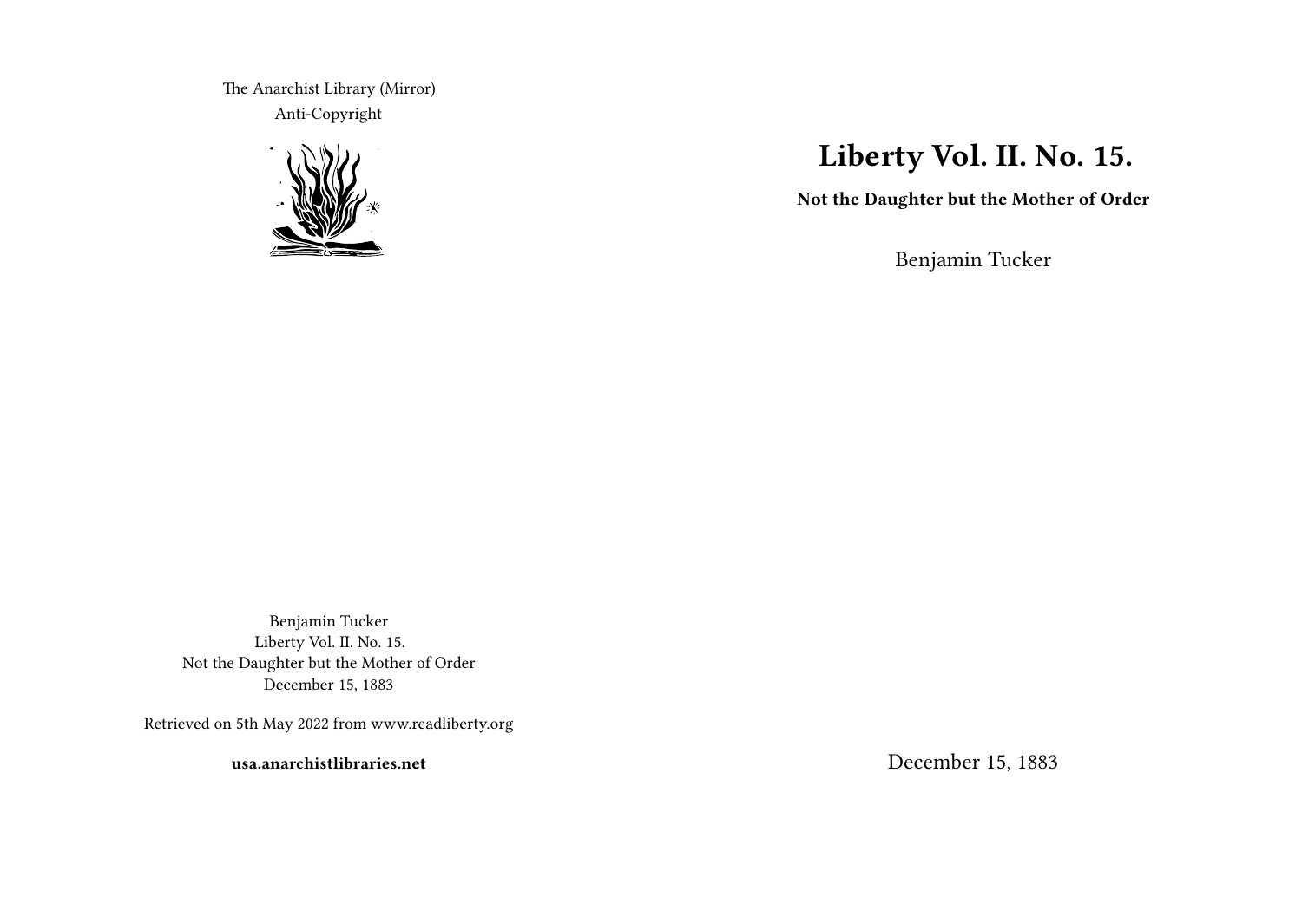The Anarchist Library (Mirror)
Anti-Copyright

# Liberty Vol. II. No. 15.

**Not the Daughter but the Mother of Order**

Benjamin Tucker

December 15, 1883

Benjamin Tucker
Liberty Vol. II. No. 15.
Not the Daughter but the Mother of Order
December 15, 1883

Retrieved on 5th May 2022 from www.readliberty.org

**usa.anarchistlibraries.net**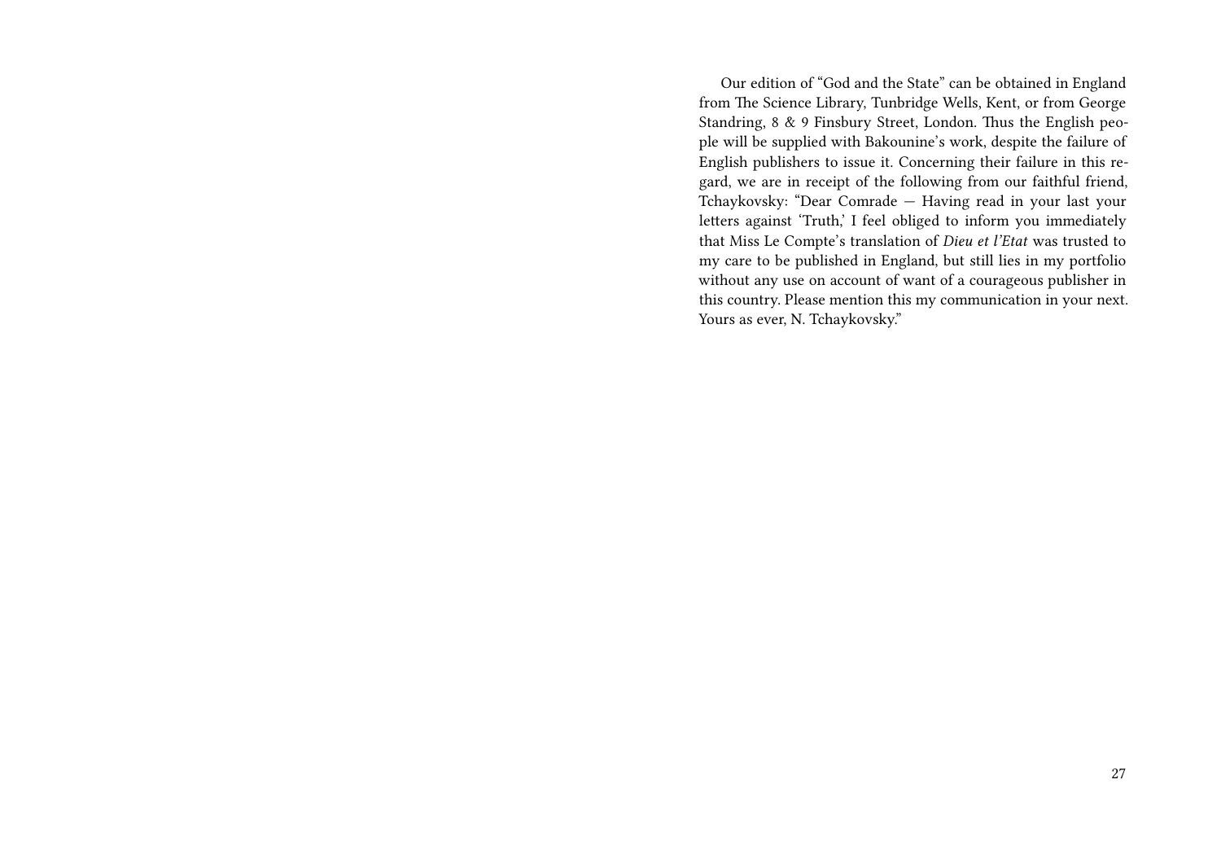Our edition of "God and the State" can be obtained in England from The Science Library, Tunbridge Wells, Kent, or from George Standring, 8 & 9 Finsbury Street, London. Thus the English people will be supplied with Bakounine's work, despite the failure of English publishers to issue it. Concerning their failure in this regard, we are in receipt of the following from our faithful friend, Tchaykovsky: "Dear Comrade — Having read in your last your letters against 'Truth,' I feel obliged to inform you immediately that Miss Le Compte's translation of *Dieu et l'Etat* was trusted to my care to be published in England, but still lies in my portfolio without any use on account of want of a courageous publisher in this country. Please mention this my communication in your next. Yours as ever, N. Tchaykovsky."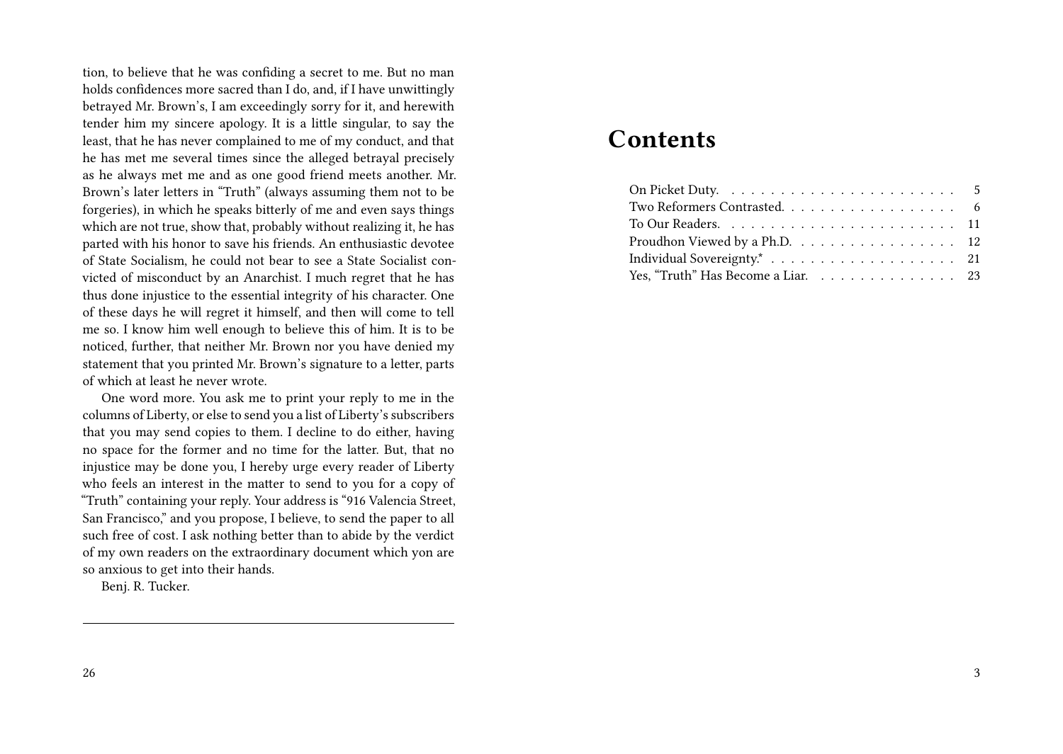tion, to believe that he was confiding a secret to me. But no man holds confidences more sacred than I do, and, if I have unwittingly betrayed Mr. Brown's, I am exceedingly sorry for it, and herewith tender him my sincere apology. It is a little singular, to say the least, that he has never complained to me of my conduct, and that he has met me several times since the alleged betrayal precisely as he always met me and as one good friend meets another. Mr. Brown's later letters in "Truth" (always assuming them not to be forgeries), in which he speaks bitterly of me and even says things which are not true, show that, probably without realizing it, he has parted with his honor to save his friends. An enthusiastic devotee of State Socialism, he could not bear to see a State Socialist convicted of misconduct by an Anarchist. I much regret that he has thus done injustice to the essential integrity of his character. One of these days he will regret it himself, and then will come to tell me so. I know him well enough to believe this of him. It is to be noticed, further, that neither Mr. Brown nor you have denied my statement that you printed Mr. Brown's signature to a letter, parts of which at least he never wrote.

One word more. You ask me to print your reply to me in the columns of Liberty, or else to send you a list of Liberty's subscribers that you may send copies to them. I decline to do either, having no space for the former and no time for the latter. But, that no injustice may be done you, I hereby urge every reader of Liberty who feels an interest in the matter to send to you for a copy of "Truth" containing your reply. Your address is "916 Valencia Street, San Francisco," and you propose, I believe, to send the paper to all such free of cost. I ask nothing better than to abide by the verdict of my own readers on the extraordinary document which yon are so anxious to get into their hands.

Benj. R. Tucker.

---

# Contents

- On Picket Duty. . . . . 5
- Two Reformers Contrasted. . . . . 6
- To Our Readers. . . . . 11
- Proudhon Viewed by a Ph.D. . . . . 12
- Individual Sovereignty.* . . . . 21
- Yes, "Truth" Has Become a Liar. . . . . 23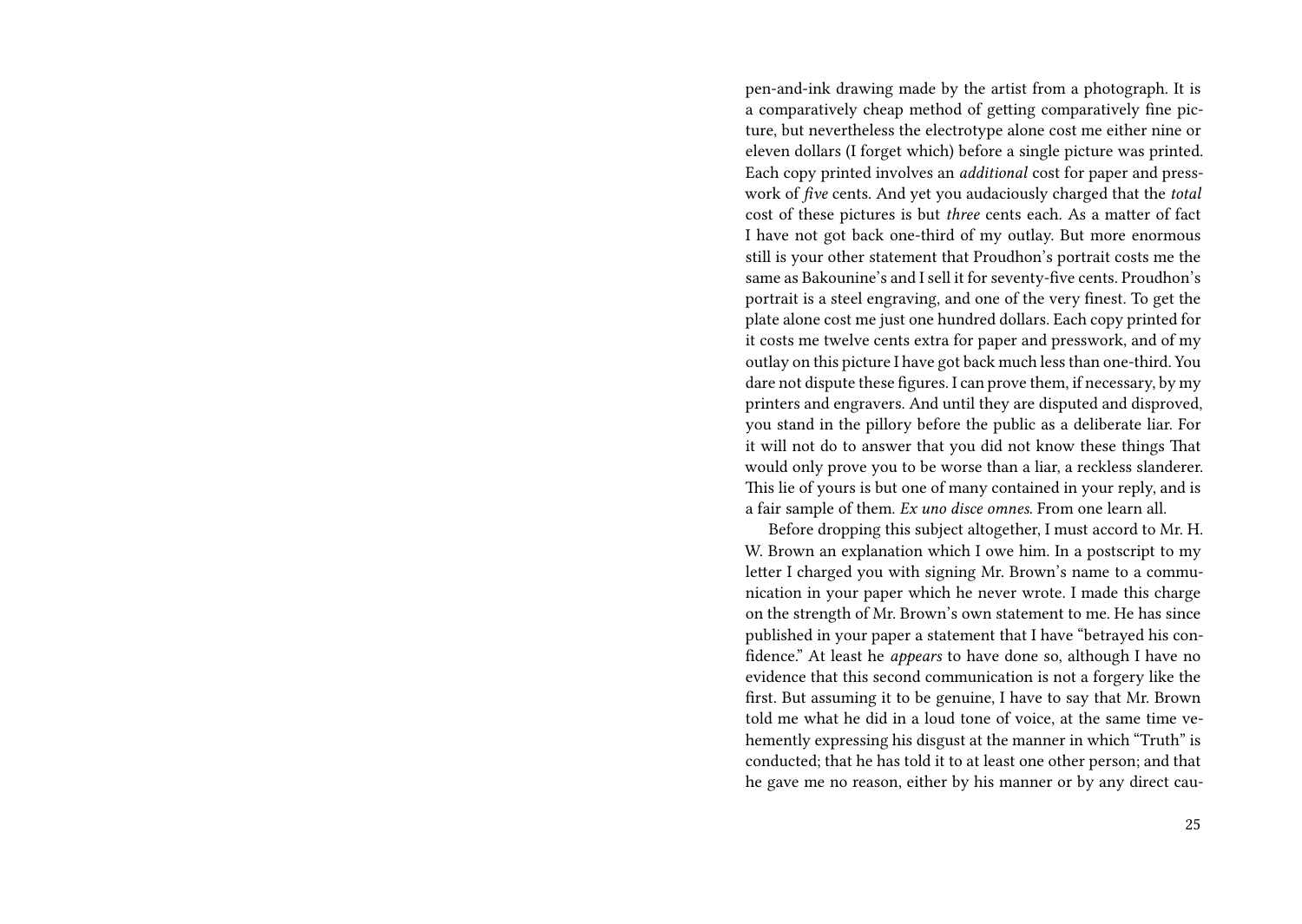pen-and-ink drawing made by the artist from a photograph. It is a comparatively cheap method of getting comparatively fine picture, but nevertheless the electrotype alone cost me either nine or eleven dollars (I forget which) before a single picture was printed. Each copy printed involves an *additional* cost for paper and presswork of *five* cents. And yet you audaciously charged that the *total* cost of these pictures is but *three* cents each. As a matter of fact I have not got back one-third of my outlay. But more enormous still is your other statement that Proudhon's portrait costs me the same as Bakounine's and I sell it for seventy-five cents. Proudhon's portrait is a steel engraving, and one of the very finest. To get the plate alone cost me just one hundred dollars. Each copy printed for it costs me twelve cents extra for paper and presswork, and of my outlay on this picture I have got back much less than one-third. You dare not dispute these figures. I can prove them, if necessary, by my printers and engravers. And until they are disputed and disproved, you stand in the pillory before the public as a deliberate liar. For it will not do to answer that you did not know these things That would only prove you to be worse than a liar, a reckless slanderer. This lie of yours is but one of many contained in your reply, and is a fair sample of them. *Ex uno disce omnes.* From one learn all.

Before dropping this subject altogether, I must accord to Mr. H. W. Brown an explanation which I owe him. In a postscript to my letter I charged you with signing Mr. Brown's name to a communication in your paper which he never wrote. I made this charge on the strength of Mr. Brown's own statement to me. He has since published in your paper a statement that I have "betrayed his confidence." At least he *appears* to have done so, although I have no evidence that this second communication is not a forgery like the first. But assuming it to be genuine, I have to say that Mr. Brown told me what he did in a loud tone of voice, at the same time vehemently expressing his disgust at the manner in which "Truth" is conducted; that he has told it to at least one other person; and that he gave me no reason, either by his manner or by any direct cau-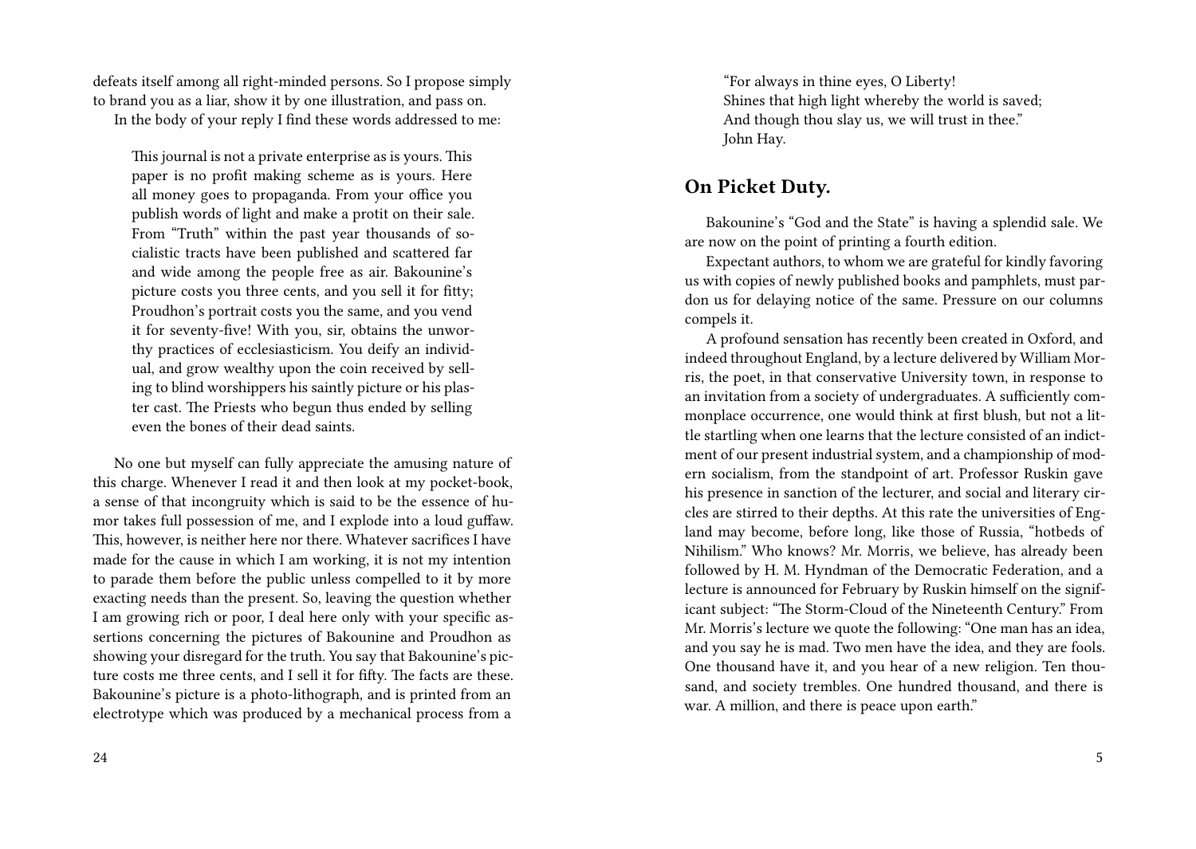defeats itself among all right-minded persons. So I propose simply to brand you as a liar, show it by one illustration, and pass on.

In the body of your reply I find these words addressed to me:

> This journal is not a private enterprise as is yours. This paper is no profit making scheme as is yours. Here all money goes to propaganda. From your office you publish words of light and make a protit on their sale. From "Truth" within the past year thousands of socialistic tracts have been published and scattered far and wide among the people free as air. Bakounine's picture costs you three cents, and you sell it for fifty; Proudhon's portrait costs you the same, and you vend it for seventy-five! With you, sir, obtains the unworthy practices of ecclesiasticism. You deify an individual, and grow wealthy upon the coin received by selling to blind worshippers his saintly picture or his plaster cast. The Priests who begun thus ended by selling even the bones of their dead saints.

No one but myself can fully appreciate the amusing nature of this charge. Whenever I read it and then look at my pocket-book, a sense of that incongruity which is said to be the essence of humor takes full possession of me, and I explode into a loud guffaw. This, however, is neither here nor there. Whatever sacrifices I have made for the cause in which I am working, it is not my intention to parade them before the public unless compelled to it by more exacting needs than the present. So, leaving the question whether I am growing rich or poor, I deal here only with your specific assertions concerning the pictures of Bakounine and Proudhon as showing your disregard for the truth. You say that Bakounine's picture costs me three cents, and I sell it for fifty. The facts are these. Bakounine's picture is a photo-lithograph, and is printed from an electrotype which was produced by a mechanical process from a

> "For always in thine eyes, O Liberty!
> Shines that high light whereby the world is saved;
> And though thou slay us, we will trust in thee."
> John Hay.

## On Picket Duty.

Bakounine's "God and the State" is having a splendid sale. We are now on the point of printing a fourth edition.

Expectant authors, to whom we are grateful for kindly favoring us with copies of newly published books and pamphlets, must pardon us for delaying notice of the same. Pressure on our columns compels it.

A profound sensation has recently been created in Oxford, and indeed throughout England, by a lecture delivered by William Morris, the poet, in that conservative University town, in response to an invitation from a society of undergraduates. A sufficiently commonplace occurrence, one would think at first blush, but not a little startling when one learns that the lecture consisted of an indictment of our present industrial system, and a championship of modern socialism, from the standpoint of art. Professor Ruskin gave his presence in sanction of the lecturer, and social and literary circles are stirred to their depths. At this rate the universities of England may become, before long, like those of Russia, "hotbeds of Nihilism." Who knows? Mr. Morris, we believe, has already been followed by H. M. Hyndman of the Democratic Federation, and a lecture is announced for February by Ruskin himself on the significant subject: "The Storm-Cloud of the Nineteenth Century." From Mr. Morris's lecture we quote the following: "One man has an idea, and you say he is mad. Two men have the idea, and they are fools. One thousand have it, and you hear of a new religion. Ten thousand, and society trembles. One hundred thousand, and there is war. A million, and there is peace upon earth."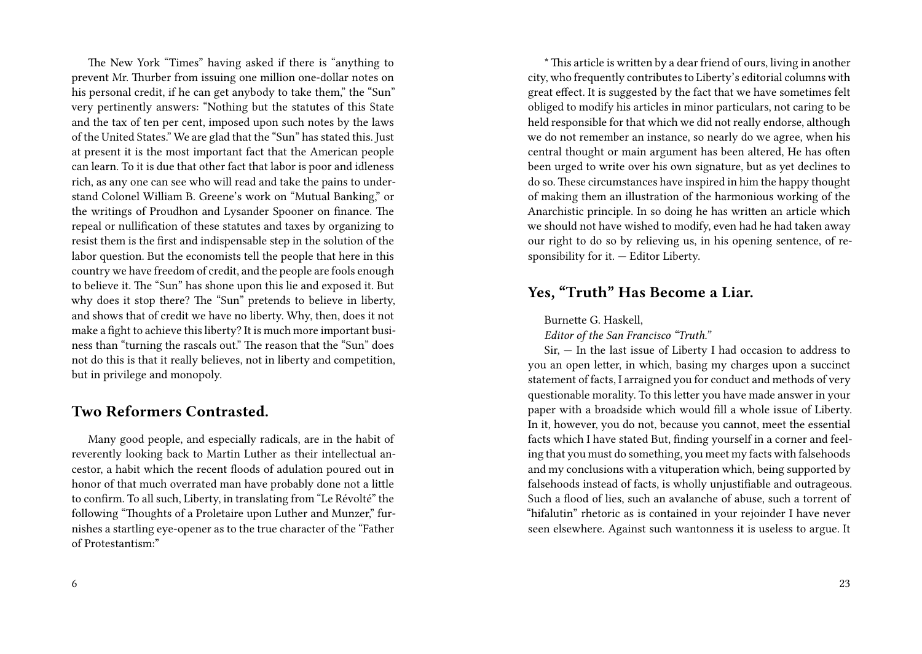The New York "Times" having asked if there is "anything to prevent Mr. Thurber from issuing one million one-dollar notes on his personal credit, if he can get anybody to take them," the "Sun" very pertinently answers: "Nothing but the statutes of this State and the tax of ten per cent, imposed upon such notes by the laws of the United States." We are glad that the "Sun" has stated this. Just at present it is the most important fact that the American people can learn. To it is due that other fact that labor is poor and idleness rich, as any one can see who will read and take the pains to understand Colonel William B. Greene's work on "Mutual Banking," or the writings of Proudhon and Lysander Spooner on finance. The repeal or nullification of these statutes and taxes by organizing to resist them is the first and indispensable step in the solution of the labor question. But the economists tell the people that here in this country we have freedom of credit, and the people are fools enough to believe it. The "Sun" has shone upon this lie and exposed it. But why does it stop there? The "Sun" pretends to believe in liberty, and shows that of credit we have no liberty. Why, then, does it not make a fight to achieve this liberty? It is much more important business than "turning the rascals out." The reason that the "Sun" does not do this is that it really believes, not in liberty and competition, but in privilege and monopoly.

## Two Reformers Contrasted.

Many good people, and especially radicals, are in the habit of reverently looking back to Martin Luther as their intellectual ancestor, a habit which the recent floods of adulation poured out in honor of that much overrated man have probably done not a little to confirm. To all such, Liberty, in translating from "Le Révolté" the following "Thoughts of a Proletaire upon Luther and Munzer," furnishes a startling eye-opener as to the true character of the "Father of Protestantism:"

* This article is written by a dear friend of ours, living in another city, who frequently contributes to Liberty's editorial columns with great effect. It is suggested by the fact that we have sometimes felt obliged to modify his articles in minor particulars, not caring to be held responsible for that which we did not really endorse, although we do not remember an instance, so nearly do we agree, when his central thought or main argument has been altered, He has often been urged to write over his own signature, but as yet declines to do so. These circumstances have inspired in him the happy thought of making them an illustration of the harmonious working of the Anarchistic principle. In so doing he has written an article which we should not have wished to modify, even had he had taken away our right to do so by relieving us, in his opening sentence, of responsibility for it. — Editor Liberty.

## Yes, "Truth" Has Become a Liar.

Burnette G. Haskell,

*Editor of the San Francisco "Truth."*

Sir, — In the last issue of Liberty I had occasion to address to you an open letter, in which, basing my charges upon a succinct statement of facts, I arraigned you for conduct and methods of very questionable morality. To this letter you have made answer in your paper with a broadside which would fill a whole issue of Liberty. In it, however, you do not, because you cannot, meet the essential facts which I have stated But, finding yourself in a corner and feeling that you must do something, you meet my facts with falsehoods and my conclusions with a vituperation which, being supported by falsehoods instead of facts, is wholly unjustifiable and outrageous. Such a flood of lies, such an avalanche of abuse, such a torrent of "hifalutin" rhetoric as is contained in your rejoinder I have never seen elsewhere. Against such wantonness it is useless to argue. It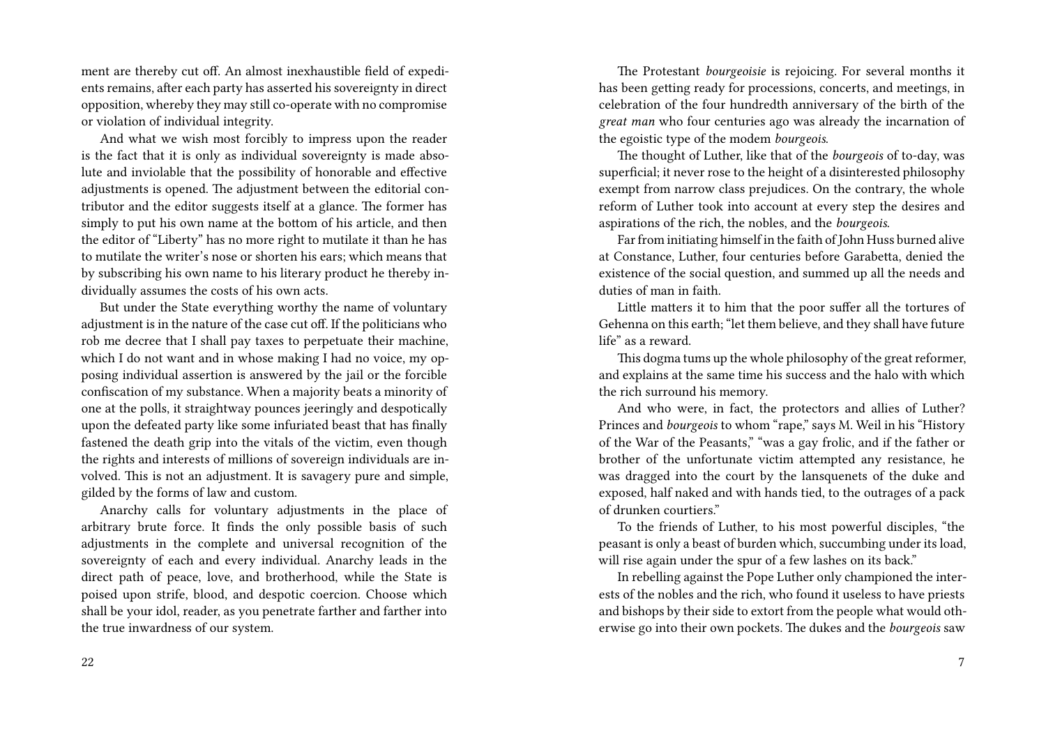ment are thereby cut off. An almost inexhaustible field of expedients remains, after each party has asserted his sovereignty in direct opposition, whereby they may still co-operate with no compromise or violation of individual integrity.

And what we wish most forcibly to impress upon the reader is the fact that it is only as individual sovereignty is made absolute and inviolable that the possibility of honorable and effective adjustments is opened. The adjustment between the editorial contributor and the editor suggests itself at a glance. The former has simply to put his own name at the bottom of his article, and then the editor of "Liberty" has no more right to mutilate it than he has to mutilate the writer's nose or shorten his ears; which means that by subscribing his own name to his literary product he thereby individually assumes the costs of his own acts.

But under the State everything worthy the name of voluntary adjustment is in the nature of the case cut off. If the politicians who rob me decree that I shall pay taxes to perpetuate their machine, which I do not want and in whose making I had no voice, my opposing individual assertion is answered by the jail or the forcible confiscation of my substance. When a majority beats a minority of one at the polls, it straightway pounces jeeringly and despotically upon the defeated party like some infuriated beast that has finally fastened the death grip into the vitals of the victim, even though the rights and interests of millions of sovereign individuals are involved. This is not an adjustment. It is savagery pure and simple, gilded by the forms of law and custom.

Anarchy calls for voluntary adjustments in the place of arbitrary brute force. It finds the only possible basis of such adjustments in the complete and universal recognition of the sovereignty of each and every individual. Anarchy leads in the direct path of peace, love, and brotherhood, while the State is poised upon strife, blood, and despotic coercion. Choose which shall be your idol, reader, as you penetrate farther and farther into the true inwardness of our system.

The Protestant *bourgeoisie* is rejoicing. For several months it has been getting ready for processions, concerts, and meetings, in celebration of the four hundredth anniversary of the birth of the *great man* who four centuries ago was already the incarnation of the egoistic type of the modem *bourgeois*.

The thought of Luther, like that of the *bourgeois* of to-day, was superficial; it never rose to the height of a disinterested philosophy exempt from narrow class prejudices. On the contrary, the whole reform of Luther took into account at every step the desires and aspirations of the rich, the nobles, and the *bourgeois*.

Far from initiating himself in the faith of John Huss burned alive at Constance, Luther, four centuries before Garabetta, denied the existence of the social question, and summed up all the needs and duties of man in faith.

Little matters it to him that the poor suffer all the tortures of Gehenna on this earth; "let them believe, and they shall have future life" as a reward.

This dogma tums up the whole philosophy of the great reformer, and explains at the same time his success and the halo with which the rich surround his memory.

And who were, in fact, the protectors and allies of Luther? Princes and *bourgeois* to whom "rape," says M. Weil in his "History of the War of the Peasants," "was a gay frolic, and if the father or brother of the unfortunate victim attempted any resistance, he was dragged into the court by the lansquenets of the duke and exposed, half naked and with hands tied, to the outrages of a pack of drunken courtiers."

To the friends of Luther, to his most powerful disciples, "the peasant is only a beast of burden which, succumbing under its load, will rise again under the spur of a few lashes on its back."

In rebelling against the Pope Luther only championed the interests of the nobles and the rich, who found it useless to have priests and bishops by their side to extort from the people what would otherwise go into their own pockets. The dukes and the *bourgeois* saw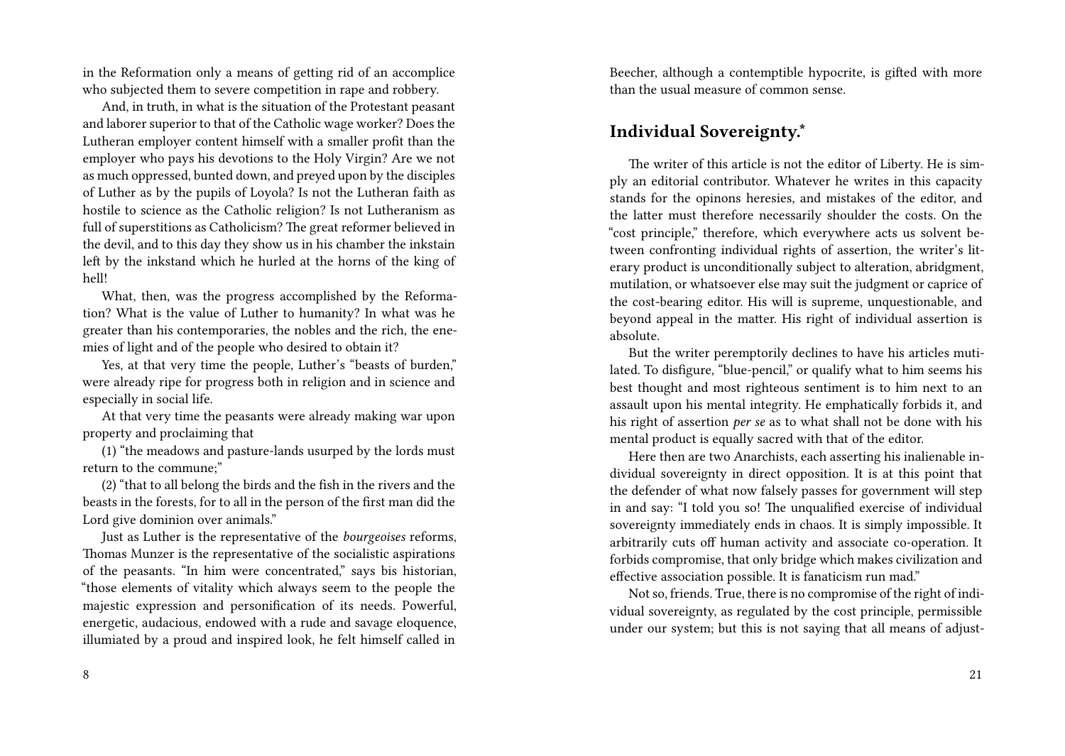in the Reformation only a means of getting rid of an accomplice who subjected them to severe competition in rape and robbery.

And, in truth, in what is the situation of the Protestant peasant and laborer superior to that of the Catholic wage worker? Does the Lutheran employer content himself with a smaller profit than the employer who pays his devotions to the Holy Virgin? Are we not as much oppressed, bunted down, and preyed upon by the disciples of Luther as by the pupils of Loyola? Is not the Lutheran faith as hostile to science as the Catholic religion? Is not Lutheranism as full of superstitions as Catholicism? The great reformer believed in the devil, and to this day they show us in his chamber the inkstain left by the inkstand which he hurled at the horns of the king of hell!

What, then, was the progress accomplished by the Reformation? What is the value of Luther to humanity? In what was he greater than his contemporaries, the nobles and the rich, the enemies of light and of the people who desired to obtain it?

Yes, at that very time the people, Luther's "beasts of burden," were already ripe for progress both in religion and in science and especially in social life.

At that very time the peasants were already making war upon property and proclaiming that

(1) "the meadows and pasture-lands usurped by the lords must return to the commune;"

(2) "that to all belong the birds and the fish in the rivers and the beasts in the forests, for to all in the person of the first man did the Lord give dominion over animals."

Just as Luther is the representative of the *bourgeoises* reforms, Thomas Munzer is the representative of the socialistic aspirations of the peasants. "In him were concentrated," says bis historian, "those elements of vitality which always seem to the people the majestic expression and personification of its needs. Powerful, energetic, audacious, endowed with a rude and savage eloquence, illumiated by a proud and inspired look, he felt himself called in

Beecher, although a contemptible hypocrite, is gifted with more than the usual measure of common sense.

## Individual Sovereignty.*

The writer of this article is not the editor of Liberty. He is simply an editorial contributor. Whatever he writes in this capacity stands for the opinons heresies, and mistakes of the editor, and the latter must therefore necessarily shoulder the costs. On the "cost principle," therefore, which everywhere acts us solvent between confronting individual rights of assertion, the writer's literary product is unconditionally subject to alteration, abridgment, mutilation, or whatsoever else may suit the judgment or caprice of the cost-bearing editor. His will is supreme, unquestionable, and beyond appeal in the matter. His right of individual assertion is absolute.

But the writer peremptorily declines to have his articles mutilated. To disfigure, "blue-pencil," or qualify what to him seems his best thought and most righteous sentiment is to him next to an assault upon his mental integrity. He emphatically forbids it, and his right of assertion *per se* as to what shall not be done with his mental product is equally sacred with that of the editor.

Here then are two Anarchists, each asserting his inalienable individual sovereignty in direct opposition. It is at this point that the defender of what now falsely passes for government will step in and say: "I told you so! The unqualified exercise of individual sovereignty immediately ends in chaos. It is simply impossible. It arbitrarily cuts off human activity and associate co-operation. It forbids compromise, that only bridge which makes civilization and effective association possible. It is fanaticism run mad."

Not so, friends. True, there is no compromise of the right of individual sovereignty, as regulated by the cost principle, permissible under our system; but this is not saying that all means of adjust-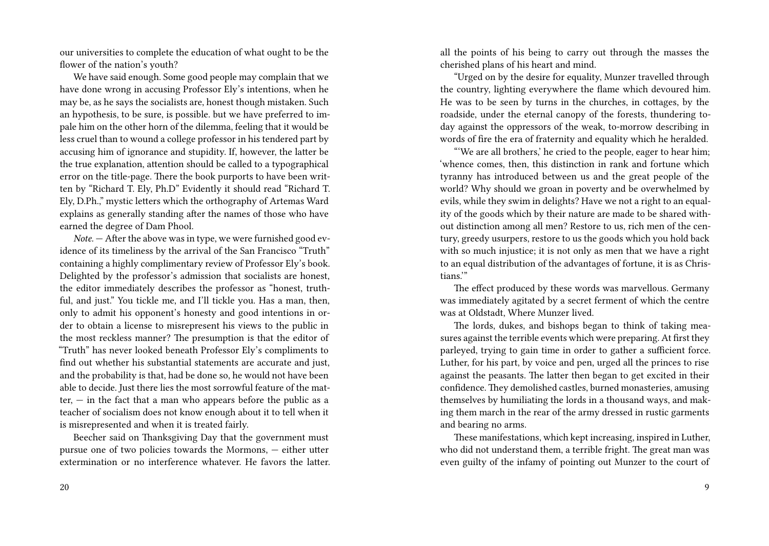our universities to complete the education of what ought to be the flower of the nation's youth?

We have said enough. Some good people may complain that we have done wrong in accusing Professor Ely's intentions, when he may be, as he says the socialists are, honest though mistaken. Such an hypothesis, to be sure, is possible. but we have preferred to impale him on the other horn of the dilemma, feeling that it would be less cruel than to wound a college professor in his tendered part by accusing him of ignorance and stupidity. If, however, the latter be the true explanation, attention should be called to a typographical error on the title-page. There the book purports to have been written by "Richard T. Ely, Ph.D" Evidently it should read "Richard T. Ely, D.Ph.," mystic letters which the orthography of Artemas Ward explains as generally standing after the names of those who have earned the degree of Dam Phool.

*Note.* — After the above was in type, we were furnished good evidence of its timeliness by the arrival of the San Francisco "Truth" containing a highly complimentary review of Professor Ely's book. Delighted by the professor's admission that socialists are honest, the editor immediately describes the professor as "honest, truthful, and just." You tickle me, and I'll tickle you. Has a man, then, only to admit his opponent's honesty and good intentions in order to obtain a license to misrepresent his views to the public in the most reckless manner? The presumption is that the editor of "Truth" has never looked beneath Professor Ely's compliments to find out whether his substantial statements are accurate and just, and the probability is that, had be done so, he would not have been able to decide. Just there lies the most sorrowful feature of the matter, — in the fact that a man who appears before the public as a teacher of socialism does not know enough about it to tell when it is misrepresented and when it is treated fairly.

Beecher said on Thanksgiving Day that the government must pursue one of two policies towards the Mormons, — either utter extermination or no interference whatever. He favors the latter.

all the points of his being to carry out through the masses the cherished plans of his heart and mind.

"Urged on by the desire for equality, Munzer travelled through the country, lighting everywhere the flame which devoured him. He was to be seen by turns in the churches, in cottages, by the roadside, under the eternal canopy of the forests, thundering today against the oppressors of the weak, to-morrow describing in words of fire the era of fraternity and equality which he heralded.

"'We are all brothers,' he cried to the people, eager to hear him; 'whence comes, then, this distinction in rank and fortune which tyranny has introduced between us and the great people of the world? Why should we groan in poverty and be overwhelmed by evils, while they swim in delights? Have we not a right to an equality of the goods which by their nature are made to be shared without distinction among all men? Restore to us, rich men of the century, greedy usurpers, restore to us the goods which you hold back with so much injustice; it is not only as men that we have a right to an equal distribution of the advantages of fortune, it is as Christians.'"

The effect produced by these words was marvellous. Germany was immediately agitated by a secret ferment of which the centre was at Oldstadt, Where Munzer lived.

The lords, dukes, and bishops began to think of taking measures against the terrible events which were preparing. At first they parleyed, trying to gain time in order to gather a sufficient force. Luther, for his part, by voice and pen, urged all the princes to rise against the peasants. The latter then began to get excited in their confidence. They demolished castles, burned monasteries, amusing themselves by humiliating the lords in a thousand ways, and making them march in the rear of the army dressed in rustic garments and bearing no arms.

These manifestations, which kept increasing, inspired in Luther, who did not understand them, a terrible fright. The great man was even guilty of the infamy of pointing out Munzer to the court of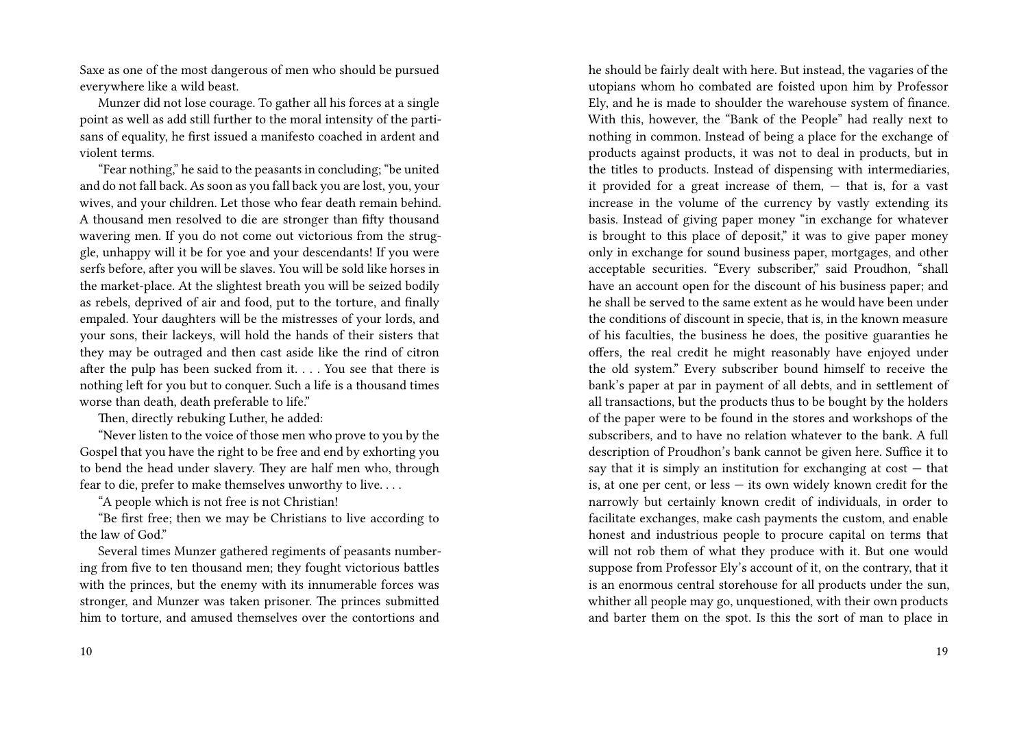Saxe as one of the most dangerous of men who should be pursued everywhere like a wild beast.

Munzer did not lose courage. To gather all his forces at a single point as well as add still further to the moral intensity of the partisans of equality, he first issued a manifesto coached in ardent and violent terms.

"Fear nothing," he said to the peasants in concluding; "be united and do not fall back. As soon as you fall back you are lost, you, your wives, and your children. Let those who fear death remain behind. A thousand men resolved to die are stronger than fifty thousand wavering men. If you do not come out victorious from the struggle, unhappy will it be for yoe and your descendants! If you were serfs before, after you will be slaves. You will be sold like horses in the market-place. At the slightest breath you will be seized bodily as rebels, deprived of air and food, put to the torture, and finally empaled. Your daughters will be the mistresses of your lords, and your sons, their lackeys, will hold the hands of their sisters that they may be outraged and then cast aside like the rind of citron after the pulp has been sucked from it. . . . You see that there is nothing left for you but to conquer. Such a life is a thousand times worse than death, death preferable to life."

Then, directly rebuking Luther, he added:

"Never listen to the voice of those men who prove to you by the Gospel that you have the right to be free and end by exhorting you to bend the head under slavery. They are half men who, through fear to die, prefer to make themselves unworthy to live. . . .

"A people which is not free is not Christian!

"Be first free; then we may be Christians to live according to the law of God."

Several times Munzer gathered regiments of peasants numbering from five to ten thousand men; they fought victorious battles with the princes, but the enemy with its innumerable forces was stronger, and Munzer was taken prisoner. The princes submitted him to torture, and amused themselves over the contortions and

he should be fairly dealt with here. But instead, the vagaries of the utopians whom ho combated are foisted upon him by Professor Ely, and he is made to shoulder the warehouse system of finance. With this, however, the "Bank of the People" had really next to nothing in common. Instead of being a place for the exchange of products against products, it was not to deal in products, but in the titles to products. Instead of dispensing with intermediaries, it provided for a great increase of them, — that is, for a vast increase in the volume of the currency by vastly extending its basis. Instead of giving paper money "in exchange for whatever is brought to this place of deposit," it was to give paper money only in exchange for sound business paper, mortgages, and other acceptable securities. "Every subscriber," said Proudhon, "shall have an account open for the discount of his business paper; and he shall be served to the same extent as he would have been under the conditions of discount in specie, that is, in the known measure of his faculties, the business he does, the positive guaranties he offers, the real credit he might reasonably have enjoyed under the old system." Every subscriber bound himself to receive the bank's paper at par in payment of all debts, and in settlement of all transactions, but the products thus to be bought by the holders of the paper were to be found in the stores and workshops of the subscribers, and to have no relation whatever to the bank. A full description of Proudhon's bank cannot be given here. Suffice it to say that it is simply an institution for exchanging at cost — that is, at one per cent, or less — its own widely known credit for the narrowly but certainly known credit of individuals, in order to facilitate exchanges, make cash payments the custom, and enable honest and industrious people to procure capital on terms that will not rob them of what they produce with it. But one would suppose from Professor Ely's account of it, on the contrary, that it is an enormous central storehouse for all products under the sun, whither all people may go, unquestioned, with their own products and barter them on the spot. Is this the sort of man to place in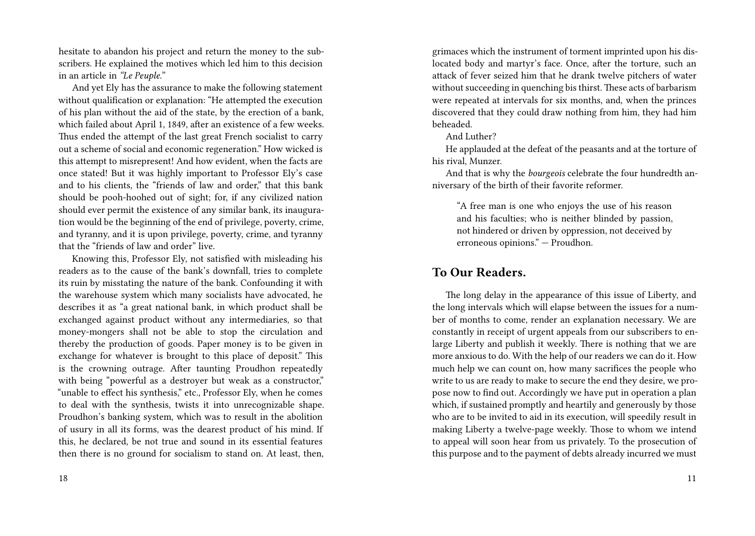hesitate to abandon his project and return the money to the subscribers. He explained the motives which led him to this decision in an article in *"Le Peuple."*

And yet Ely has the assurance to make the following statement without qualification or explanation: "He attempted the execution of his plan without the aid of the state, by the erection of a bank, which failed about April 1, 1849, after an existence of a few weeks. Thus ended the attempt of the last great French socialist to carry out a scheme of social and economic regeneration." How wicked is this attempt to misrepresent! And how evident, when the facts are once stated! But it was highly important to Professor Ely's case and to his clients, the "friends of law and order," that this bank should be pooh-hoohed out of sight; for, if any civilized nation should ever permit the existence of any similar bank, its inauguration would be the beginning of the end of privilege, poverty, crime, and tyranny, and it is upon privilege, poverty, crime, and tyranny that the "friends of law and order" live.

Knowing this, Professor Ely, not satisfied with misleading his readers as to the cause of the bank's downfall, tries to complete its ruin by misstating the nature of the bank. Confounding it with the warehouse system which many socialists have advocated, he describes it as "a great national bank, in which product shall be exchanged against product without any intermediaries, so that money-mongers shall not be able to stop the circulation and thereby the production of goods. Paper money is to be given in exchange for whatever is brought to this place of deposit." This is the crowning outrage. After taunting Proudhon repeatedly with being "powerful as a destroyer but weak as a constructor," "unable to effect his synthesis," etc., Professor Ely, when he comes to deal with the synthesis, twists it into unrecognizable shape. Proudhon's banking system, which was to result in the abolition of usury in all its forms, was the dearest product of his mind. If this, he declared, be not true and sound in its essential features then there is no ground for socialism to stand on. At least, then,

grimaces which the instrument of torment imprinted upon his dislocated body and martyr's face. Once, after the torture, such an attack of fever seized him that he drank twelve pitchers of water without succeeding in quenching bis thirst. These acts of barbarism were repeated at intervals for six months, and, when the princes discovered that they could draw nothing from him, they had him beheaded.

And Luther?

He applauded at the defeat of the peasants and at the torture of his rival, Munzer.

And that is why the *bourgeois* celebrate the four hundredth anniversary of the birth of their favorite reformer.

> "A free man is one who enjoys the use of his reason and his faculties; who is neither blinded by passion, not hindered or driven by oppression, not deceived by erroneous opinions." — Proudhon.

## To Our Readers.

The long delay in the appearance of this issue of Liberty, and the long intervals which will elapse between the issues for a number of months to come, render an explanation necessary. We are constantly in receipt of urgent appeals from our subscribers to enlarge Liberty and publish it weekly. There is nothing that we are more anxious to do. With the help of our readers we can do it. How much help we can count on, how many sacrifices the people who write to us are ready to make to secure the end they desire, we propose now to find out. Accordingly we have put in operation a plan which, if sustained promptly and heartily and generously by those who are to be invited to aid in its execution, will speedily result in making Liberty a twelve-page weekly. Those to whom we intend to appeal will soon hear from us privately. To the prosecution of this purpose and to the payment of debts already incurred we must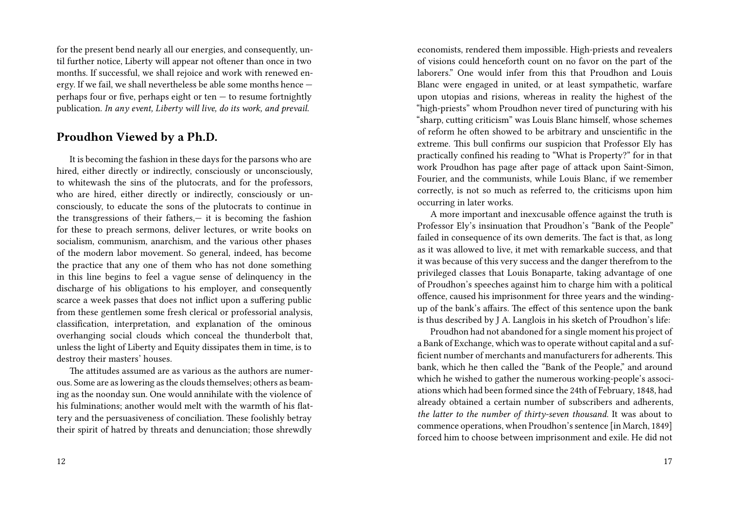for the present bend nearly all our energies, and consequently, until further notice, Liberty will appear not oftener than once in two months. If successful, we shall rejoice and work with renewed energy. If we fail, we shall nevertheless be able some months hence — perhaps four or five, perhaps eight or ten — to resume fortnightly publication. *In any event, Liberty will live, do its work, and prevail.*

## Proudhon Viewed by a Ph.D.

It is becoming the fashion in these days for the parsons who are hired, either directly or indirectly, consciously or unconsciously, to whitewash the sins of the plutocrats, and for the professors, who are hired, either directly or indirectly, consciously or unconsciously, to educate the sons of the plutocrats to continue in the transgressions of their fathers,— it is becoming the fashion for these to preach sermons, deliver lectures, or write books on socialism, communism, anarchism, and the various other phases of the modern labor movement. So general, indeed, has become the practice that any one of them who has not done something in this line begins to feel a vague sense of delinquency in the discharge of his obligations to his employer, and consequently scarce a week passes that does not inflict upon a suffering public from these gentlemen some fresh clerical or professorial analysis, classification, interpretation, and explanation of the ominous overhanging social clouds which conceal the thunderbolt that, unless the light of Liberty and Equity dissipates them in time, is to destroy their masters' houses.

The attitudes assumed are as various as the authors are numerous. Some are as lowering as the clouds themselves; others as beaming as the noonday sun. One would annihilate with the violence of his fulminations; another would melt with the warmth of his flattery and the persuasiveness of conciliation. These foolishly betray their spirit of hatred by threats and denunciation; those shrewdly

economists, rendered them impossible. High-priests and revealers of visions could henceforth count on no favor on the part of the laborers." One would infer from this that Proudhon and Louis Blanc were engaged in united, or at least sympathetic, warfare upon utopias and risions, whereas in reality the highest of the "high-priests" whom Proudhon never tired of puncturing with his "sharp, cutting criticism" was Louis Blanc himself, whose schemes of reform he often showed to be arbitrary and unscientific in the extreme. This bull confirms our suspicion that Professor Ely has practically confined his reading to "What is Property?" for in that work Proudhon has page after page of attack upon Saint-Simon, Fourier, and the communists, while Louis Blanc, if we remember correctly, is not so much as referred to, the criticisms upon him occurring in later works.

A more important and inexcusable offence against the truth is Professor Ely's insinuation that Proudhon's "Bank of the People" failed in consequence of its own demerits. The fact is that, as long as it was allowed to live, it met with remarkable success, and that it was because of this very success and the danger therefrom to the privileged classes that Louis Bonaparte, taking advantage of one of Proudhon's speeches against him to charge him with a political offence, caused his imprisonment for three years and the winding-up of the bank's affairs. The effect of this sentence upon the bank is thus described by J A. Langlois in his sketch of Proudhon's life:

Proudhon had not abandoned for a single moment his project of a Bank of Exchange, which was to operate without capital and a sufficient number of merchants and manufacturers for adherents. This bank, which he then called the "Bank of the People," and around which he wished to gather the numerous working-people's associations which had been formed since the 24th of February, 1848, had already obtained a certain number of subscribers and adherents, *the latter to the number of thirty-seven thousand.* It was about to commence operations, when Proudhon's sentence [in March, 1849] forced him to choose between imprisonment and exile. He did not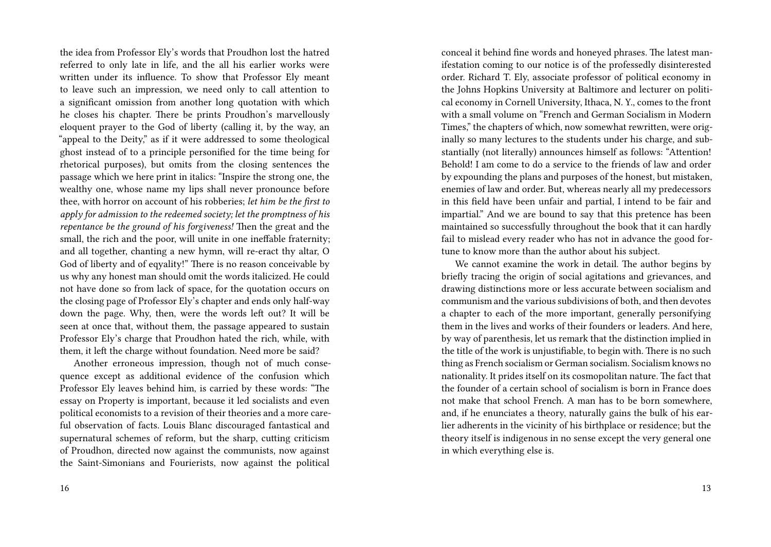the idea from Professor Ely's words that Proudhon lost the hatred referred to only late in life, and the all his earlier works were written under its influence. To show that Professor Ely meant to leave such an impression, we need only to call attention to a significant omission from another long quotation with which he closes his chapter. There be prints Proudhon's marvellously eloquent prayer to the God of liberty (calling it, by the way, an "appeal to the Deity," as if it were addressed to some theological ghost instead of to a principle personified for the time being for rhetorical purposes), but omits from the closing sentences the passage which we here print in italics: "Inspire the strong one, the wealthy one, whose name my lips shall never pronounce before thee, with horror on account of his robberies; *let him be the first to apply for admission to the redeemed society; let the promptness of his repentance be the ground of his forgiveness!* Then the great and the small, the rich and the poor, will unite in one ineffable fraternity; and all together, chanting a new hymn, will re-eract thy altar, O God of liberty and of eqyality!" There is no reason conceivable by us why any honest man should omit the words italicized. He could not have done so from lack of space, for the quotation occurs on the closing page of Professor Ely's chapter and ends only half-way down the page. Why, then, were the words left out? It will be seen at once that, without them, the passage appeared to sustain Professor Ely's charge that Proudhon hated the rich, while, with them, it left the charge without foundation. Need more be said?

Another erroneous impression, though not of much consequence except as additional evidence of the confusion which Professor Ely leaves behind him, is carried by these words: "The essay on Property is important, because it led socialists and even political economists to a revision of their theories and a more careful observation of facts. Louis Blanc discouraged fantastical and supernatural schemes of reform, but the sharp, cutting criticism of Proudhon, directed now against the communists, now against the Saint-Simonians and Fourierists, now against the political

conceal it behind fine words and honeyed phrases. The latest manifestation coming to our notice is of the professedly disinterested order. Richard T. Ely, associate professor of political economy in the Johns Hopkins University at Baltimore and lecturer on political economy in Cornell University, Ithaca, N. Y., comes to the front with a small volume on "French and German Socialism in Modern Times," the chapters of which, now somewhat rewritten, were originally so many lectures to the students under his charge, and substantially (not literally) announces himself as follows: "Attention! Behold! I am come to do a service to the friends of law and order by expounding the plans and purposes of the honest, but mistaken, enemies of law and order. But, whereas nearly all my predecessors in this field have been unfair and partial, I intend to be fair and impartial." And we are bound to say that this pretence has been maintained so successfully throughout the book that it can hardly fail to mislead every reader who has not in advance the good fortune to know more than the author about his subject.

We cannot examine the work in detail. The author begins by briefly tracing the origin of social agitations and grievances, and drawing distinctions more or less accurate between socialism and communism and the various subdivisions of both, and then devotes a chapter to each of the more important, generally personifying them in the lives and works of their founders or leaders. And here, by way of parenthesis, let us remark that the distinction implied in the title of the work is unjustifiable, to begin with. There is no such thing as French socialism or German socialism. Socialism knows no nationality. It prides itself on its cosmopolitan nature. The fact that the founder of a certain school of socialism is born in France does not make that school French. A man has to be born somewhere, and, if he enunciates a theory, naturally gains the bulk of his earlier adherents in the vicinity of his birthplace or residence; but the theory itself is indigenous in no sense except the very general one in which everything else is.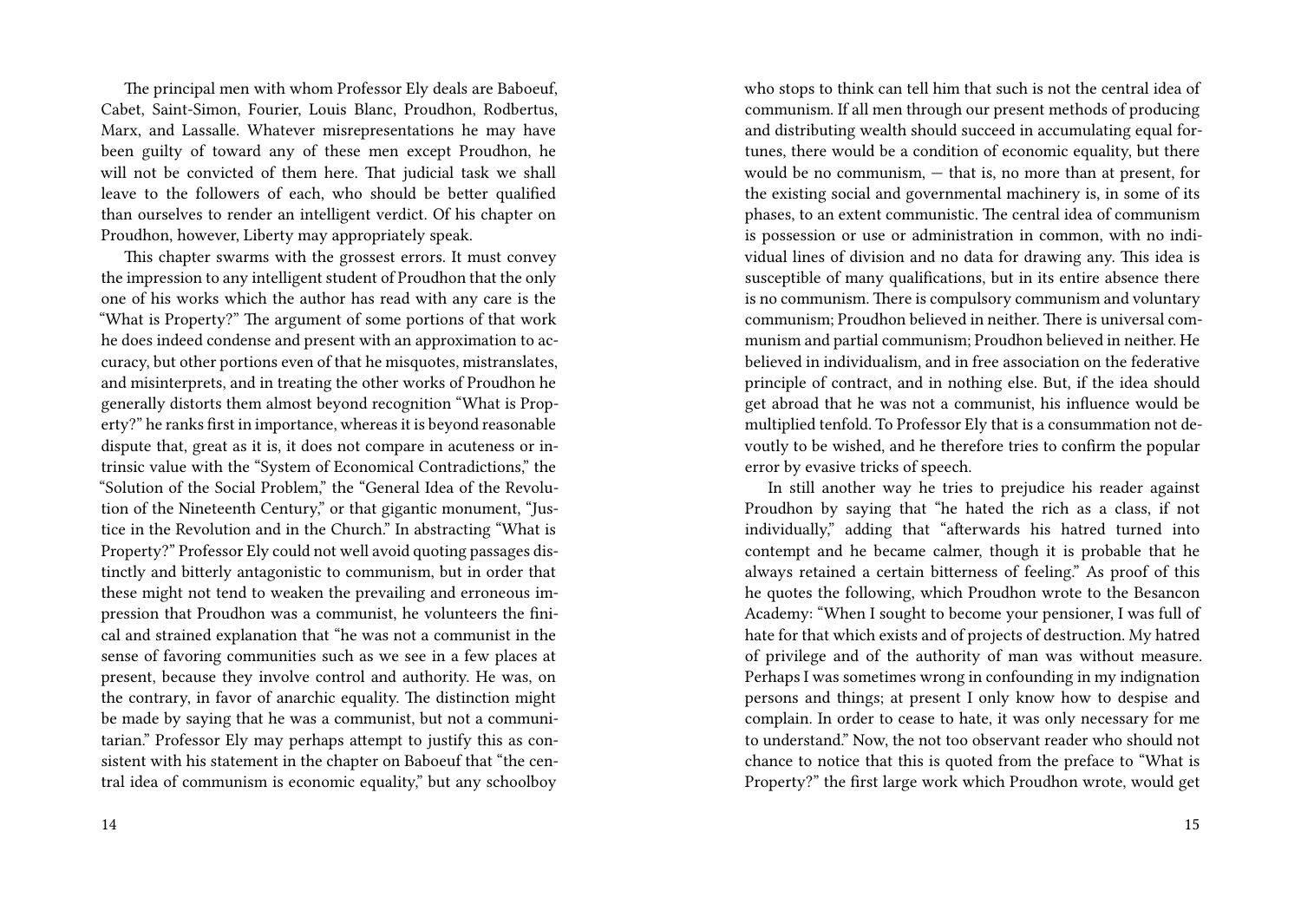The principal men with whom Professor Ely deals are Baboeuf, Cabet, Saint-Simon, Fourier, Louis Blanc, Proudhon, Rodbertus, Marx, and Lassalle. Whatever misrepresentations he may have been guilty of toward any of these men except Proudhon, he will not be convicted of them here. That judicial task we shall leave to the followers of each, who should be better qualified than ourselves to render an intelligent verdict. Of his chapter on Proudhon, however, Liberty may appropriately speak.

This chapter swarms with the grossest errors. It must convey the impression to any intelligent student of Proudhon that the only one of his works which the author has read with any care is the "What is Property?" The argument of some portions of that work he does indeed condense and present with an approximation to accuracy, but other portions even of that he misquotes, mistranslates, and misinterprets, and in treating the other works of Proudhon he generally distorts them almost beyond recognition "What is Property?" he ranks first in importance, whereas it is beyond reasonable dispute that, great as it is, it does not compare in acuteness or intrinsic value with the "System of Economical Contradictions," the "Solution of the Social Problem," the "General Idea of the Revolution of the Nineteenth Century," or that gigantic monument, "Justice in the Revolution and in the Church." In abstracting "What is Property?" Professor Ely could not well avoid quoting passages distinctly and bitterly antagonistic to communism, but in order that these might not tend to weaken the prevailing and erroneous impression that Proudhon was a communist, he volunteers the finical and strained explanation that "he was not a communist in the sense of favoring communities such as we see in a few places at present, because they involve control and authority. He was, on the contrary, in favor of anarchic equality. The distinction might be made by saying that he was a communist, but not a communitarian." Professor Ely may perhaps attempt to justify this as consistent with his statement in the chapter on Baboeuf that "the central idea of communism is economic equality," but any schoolboy who stops to think can tell him that such is not the central idea of communism. If all men through our present methods of producing and distributing wealth should succeed in accumulating equal fortunes, there would be a condition of economic equality, but there would be no communism, — that is, no more than at present, for the existing social and governmental machinery is, in some of its phases, to an extent communistic. The central idea of communism is possession or use or administration in common, with no individual lines of division and no data for drawing any. This idea is susceptible of many qualifications, but in its entire absence there is no communism. There is compulsory communism and voluntary communism; Proudhon believed in neither. There is universal communism and partial communism; Proudhon believed in neither. He believed in individualism, and in free association on the federative principle of contract, and in nothing else. But, if the idea should get abroad that he was not a communist, his influence would be multiplied tenfold. To Professor Ely that is a consummation not devoutly to be wished, and he therefore tries to confirm the popular error by evasive tricks of speech.

In still another way he tries to prejudice his reader against Proudhon by saying that "he hated the rich as a class, if not individually," adding that "afterwards his hatred turned into contempt and he became calmer, though it is probable that he always retained a certain bitterness of feeling." As proof of this he quotes the following, which Proudhon wrote to the Besancon Academy: "When I sought to become your pensioner, I was full of hate for that which exists and of projects of destruction. My hatred of privilege and of the authority of man was without measure. Perhaps I was sometimes wrong in confounding in my indignation persons and things; at present I only know how to despise and complain. In order to cease to hate, it was only necessary for me to understand." Now, the not too observant reader who should not chance to notice that this is quoted from the preface to "What is Property?" the first large work which Proudhon wrote, would get